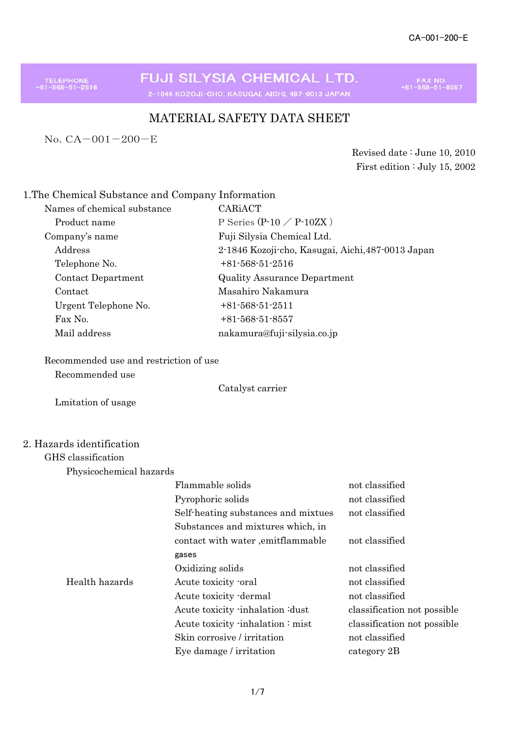CA-001-200-E

**FUJI SILYSIA CHEMICAL LTD.**

2-1846 KOZOJI-CHO, KASUGAI, AICHI, 487-0013 JAPAN

TELEPHONE +81-568-51-2516 FAX NO. +81-568-51-8557

# MATERIAL SAFETY DATA SHEET

No. CA－001－200－E

Revised date : June 10, 2010
First edition : July 15, 2002

## 1.The Chemical Substance and Company Information

| | |
|---|---|
| Names of chemical substance | CARiACT |
| Product name | P Series (P-10 ／ P-10ZX ) |
| Company's name | Fuji Silysia Chemical Ltd. |
| Address | 2-1846 Kozoji-cho, Kasugai, Aichi,487-0013 Japan |
| Telephone No. | +81-568-51-2516 |
| Contact Department | Quality Assurance Department |
| Contact | Masahiro Nakamura |
| Urgent Telephone No. | +81-568-51-2511 |
| Fax No. | +81-568-51-8557 |
| Mail address | nakamura@fuji-silysia.co.jp |

Recommended use and restriction of use

Recommended use: Catalyst carrier

Lmitation of usage

## 2. Hazards identification

GHS classification

| | | |
|---|---|---|
| Physicochemical hazards | | |
| | Flammable solids | not classified |
| | Pyrophoric solids | not classified |
| | Self-heating substances and mixtues | not classified |
| | Substances and mixtures which, in contact with water ,emitflammable gases | not classified |
| | Oxidizing solids | not classified |
| Health hazards | Acute toxicity -oral | not classified |
| | Acute toxicity -dermal | not classified |
| | Acute toxicity -inhalation :dust | classification not possible |
| | Acute toxicity -inhalation : mist | classification not possible |
| | Skin corrosive / irritation | not classified |
| | Eye damage / irritation | category 2B |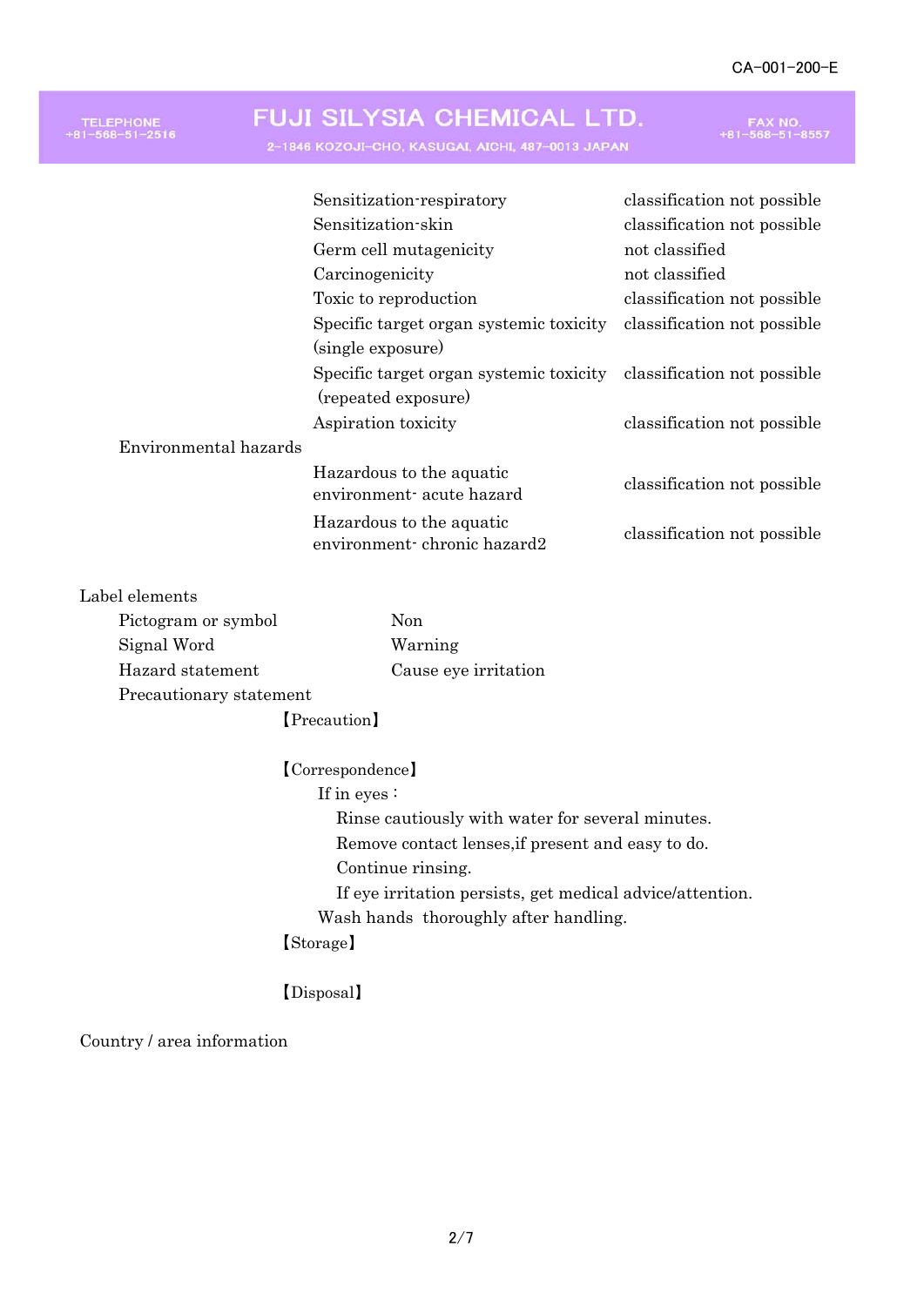| | | |
|---|---|---|
| | Sensitization-respiratory | classification not possible |
| | Sensitization-skin | classification not possible |
| | Germ cell mutagenicity | not classified |
| | Carcinogenicity | not classified |
| | Toxic to reproduction | classification not possible |
| | Specific target organ systemic toxicity (single exposure) | classification not possible |
| | Specific target organ systemic toxicity (repeated exposure) | classification not possible |
| | Aspiration toxicity | classification not possible |
| Environmental hazards | | |
| | Hazardous to the aquatic environment- acute hazard | classification not possible |
| | Hazardous to the aquatic environment- chronic hazard2 | classification not possible |

Label elements

| | |
|---|---|
| Pictogram or symbol | Non |
| Signal Word | Warning |
| Hazard statement | Cause eye irritation |

Precautionary statement

【Precaution】

【Correspondence】

If in eyes：

Rinse cautiously with water for several minutes.

Remove contact lenses,if present and easy to do.

Continue rinsing.

If eye irritation persists, get medical advice/attention.

Wash hands thoroughly after handling.

【Storage】

【Disposal】

Country / area information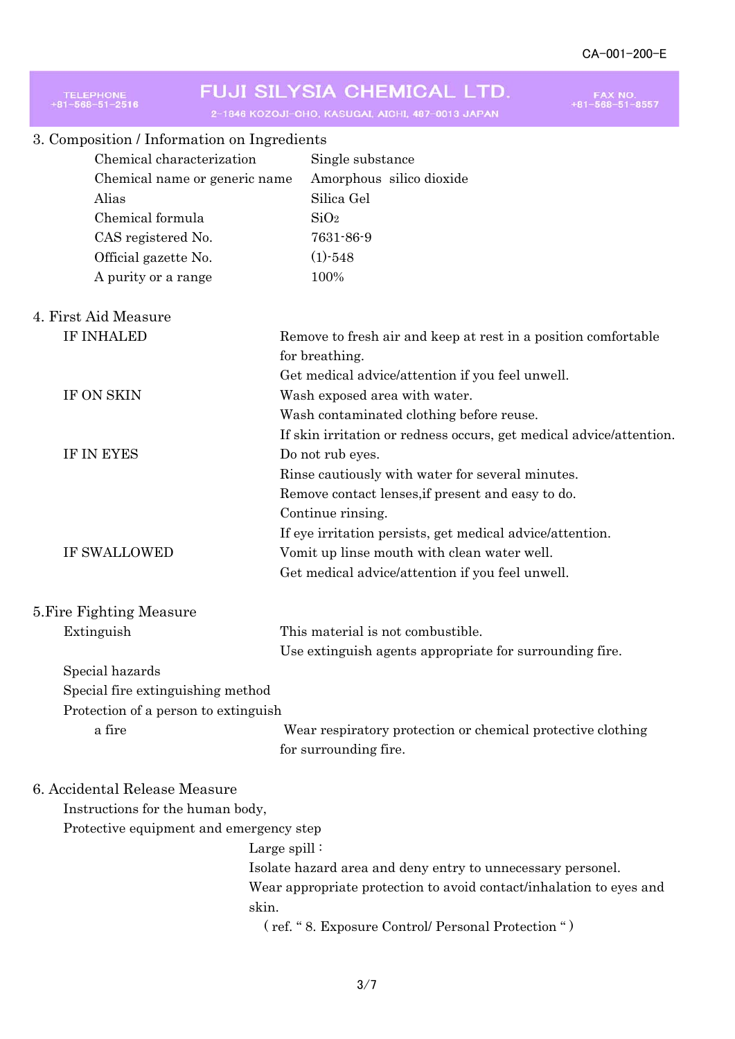## 3. Composition / Information on Ingredients

| | |
|---|---|
| Chemical characterization | Single substance |
| Chemical name or generic name | Amorphous silico dioxide |
| Alias | Silica Gel |
| Chemical formula | $SiO_2$ |
| CAS registered No. | 7631-86-9 |
| Official gazette No. | (1)-548 |
| A purity or a range | 100% |

## 4. First Aid Measure

**IF INHALED**
Remove to fresh air and keep at rest in a position comfortable for breathing.
Get medical advice/attention if you feel unwell.

**IF ON SKIN**
Wash exposed area with water.
Wash contaminated clothing before reuse.
If skin irritation or redness occurs, get medical advice/attention.

**IF IN EYES**
Do not rub eyes.
Rinse cautiously with water for several minutes.
Remove contact lenses,if present and easy to do.
Continue rinsing.
If eye irritation persists, get medical advice/attention.

**IF SWALLOWED**
Vomit up linse mouth with clean water well.
Get medical advice/attention if you feel unwell.

## 5.Fire Fighting Measure

**Extinguish**
This material is not combustible.
Use extinguish agents appropriate for surrounding fire.

**Special hazards**

**Special fire extinguishing method**

**Protection of a person to extinguish a fire**
Wear respiratory protection or chemical protective clothing for surrounding fire.

## 6. Accidental Release Measure

**Instructions for the human body, Protective equipment and emergency step**

Large spill：
Isolate hazard area and deny entry to unnecessary personel.
Wear appropriate protection to avoid contact/inhalation to eyes and skin.
( ref. " 8. Exposure Control/ Personal Protection " )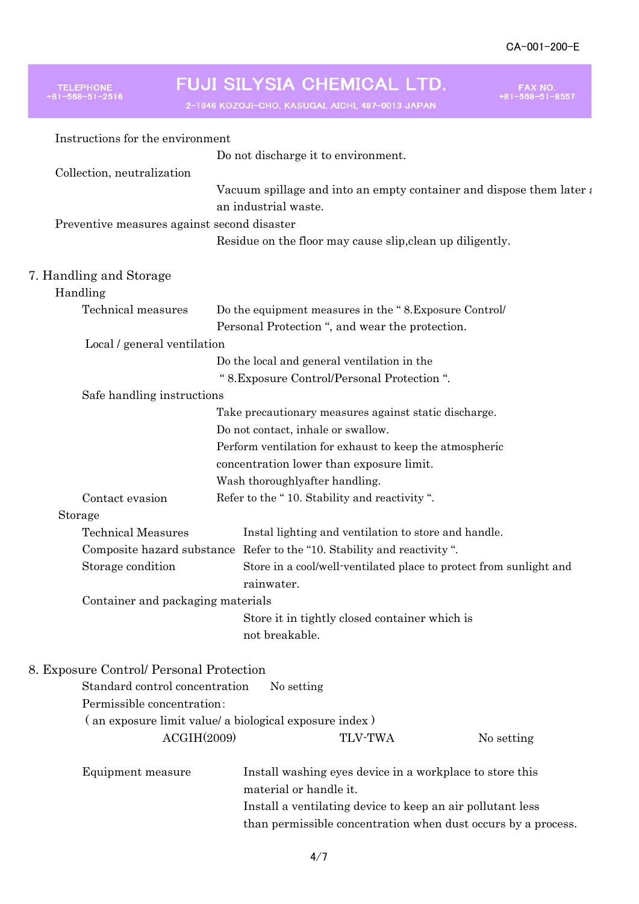Instructions for the environment

Do not discharge it to environment.

Collection, neutralization

Vacuum spillage and into an empty container and dispose them later a an industrial waste.

Preventive measures against second disaster

Residue on the floor may cause slip,clean up diligently.

## 7. Handling and Storage

### Handling

Technical measures — Do the equipment measures in the " 8.Exposure Control/ Personal Protection ", and wear the protection.

Local / general ventilation

Do the local and general ventilation in the " 8.Exposure Control/Personal Protection ".

Safe handling instructions

Take precautionary measures against static discharge.
Do not contact, inhale or swallow.
Perform ventilation for exhaust to keep the atmospheric concentration lower than exposure limit.
Wash thoroughlyafter handling.

Contact evasion — Refer to the " 10. Stability and reactivity ".

### Storage

Technical Measures — Instal lighting and ventilation to store and handle.

Composite hazard substance — Refer to the "10. Stability and reactivity ".

Storage condition — Store in a cool/well-ventilated place to protect from sunlight and rainwater.

Container and packaging materials

Store it in tightly closed container which is not breakable.

## 8. Exposure Control/ Personal Protection

Standard control concentration — No setting

Permissible concentration:

( an exposure limit value/ a biological exposure index )

| ACGIH(2009) | TLV-TWA | No setting |
|---|---|---|

Equipment measure — Install washing eyes device in a workplace to store this material or handle it.
Install a ventilating device to keep an air pollutant less than permissible concentration when dust occurs by a process.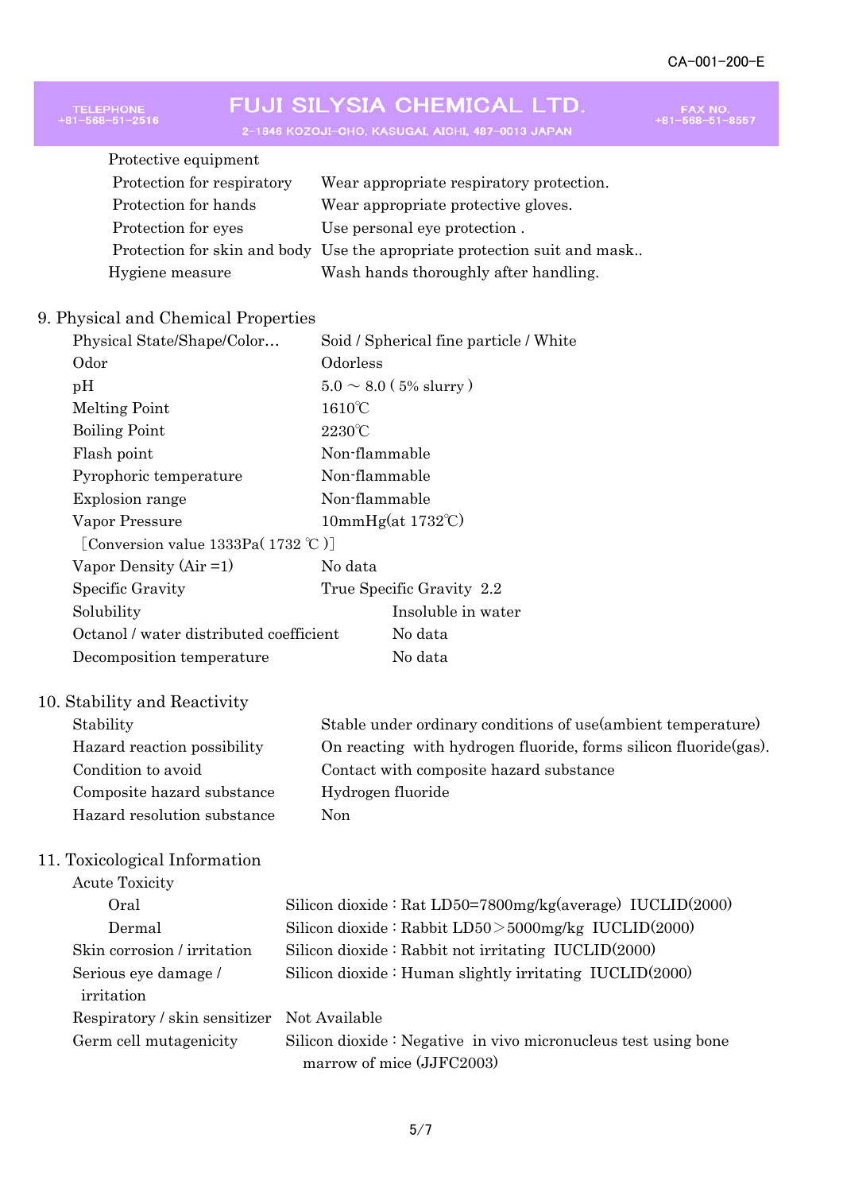Protective equipment

| | |
|---|---|
| Protection for respiratory | Wear appropriate respiratory protection. |
| Protection for hands | Wear appropriate protective gloves. |
| Protection for eyes | Use personal eye protection . |
| Protection for skin and body | Use the apropriate protection suit and mask.. |
| Hygiene measure | Wash hands thoroughly after handling. |

## 9. Physical and Chemical Properties

| | |
|---|---|
| Physical State/Shape/Color… | Soid / Spherical fine particle / White |
| Odor | Odorless |
| pH | 5.0 ～ 8.0 ( 5% slurry ) |
| Melting Point | 1610℃ |
| Boiling Point | 2230℃ |
| Flash point | Non-flammable |
| Pyrophoric temperature | Non-flammable |
| Explosion range | Non-flammable |
| Vapor Pressure | 10mmHg(at 1732℃) |
| ［Conversion value 1333Pa( 1732 ℃ )］ | |
| Vapor Density (Air =1) | No data |
| Specific Gravity | True Specific Gravity 2.2 |
| Solubility | Insoluble in water |
| Octanol / water distributed coefficient | No data |
| Decomposition temperature | No data |

## 10. Stability and Reactivity

| | |
|---|---|
| Stability | Stable under ordinary conditions of use(ambient temperature) |
| Hazard reaction possibility | On reacting with hydrogen fluoride, forms silicon fluoride(gas). |
| Condition to avoid | Contact with composite hazard substance |
| Composite hazard substance | Hydrogen fluoride |
| Hazard resolution substance | Non |

## 11. Toxicological Information

Acute Toxicity

| | |
|---|---|
| Oral | Silicon dioxide : Rat LD50=7800mg/kg(average) IUCLID(2000) |
| Dermal | Silicon dioxide : Rabbit LD50＞5000mg/kg IUCLID(2000) |
| Skin corrosion / irritation | Silicon dioxide : Rabbit not irritating IUCLID(2000) |
| Serious eye damage / irritation | Silicon dioxide : Human slightly irritating IUCLID(2000) |
| Respiratory / skin sensitizer | Not Available |
| Germ cell mutagenicity | Silicon dioxide : Negative in vivo micronucleus test using bone marrow of mice (JJFC2003) |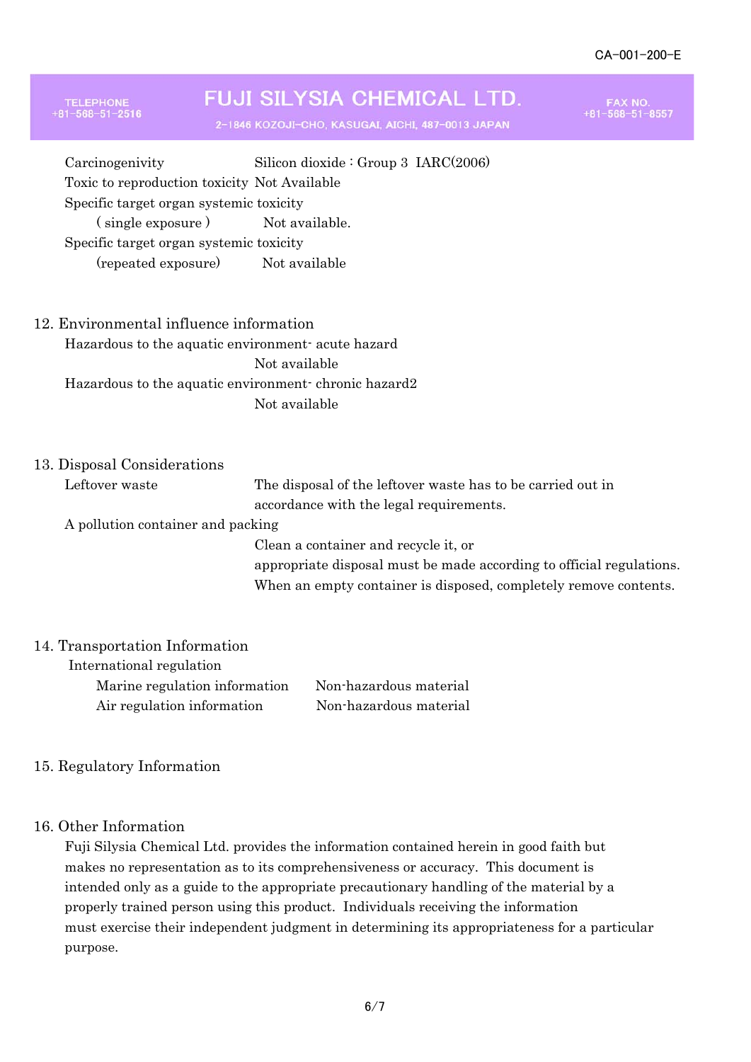Carcinogenivity　Silicon dioxide : Group 3　IARC(2006)

Toxic to reproduction toxicity　Not Available

Specific target organ systemic toxicity
( single exposure )　Not available.

Specific target organ systemic toxicity
(repeated exposure)　Not available

## 12. Environmental influence information

Hazardous to the aquatic environment- acute hazard
Not available

Hazardous to the aquatic environment- chronic hazard2
Not available

## 13. Disposal Considerations

Leftover waste　The disposal of the leftover waste has to be carried out in accordance with the legal requirements.

A pollution container and packing
Clean a container and recycle it, or
appropriate disposal must be made according to official regulations.
When an empty container is disposed, completely remove contents.

## 14. Transportation Information

International regulation

Marine regulation information　Non-hazardous material

Air regulation information　Non-hazardous material

## 15. Regulatory Information

## 16. Other Information

Fuji Silysia Chemical Ltd. provides the information contained herein in good faith but makes no representation as to its comprehensiveness or accuracy. This document is intended only as a guide to the appropriate precautionary handling of the material by a properly trained person using this product. Individuals receiving the information must exercise their independent judgment in determining its appropriateness for a particular purpose.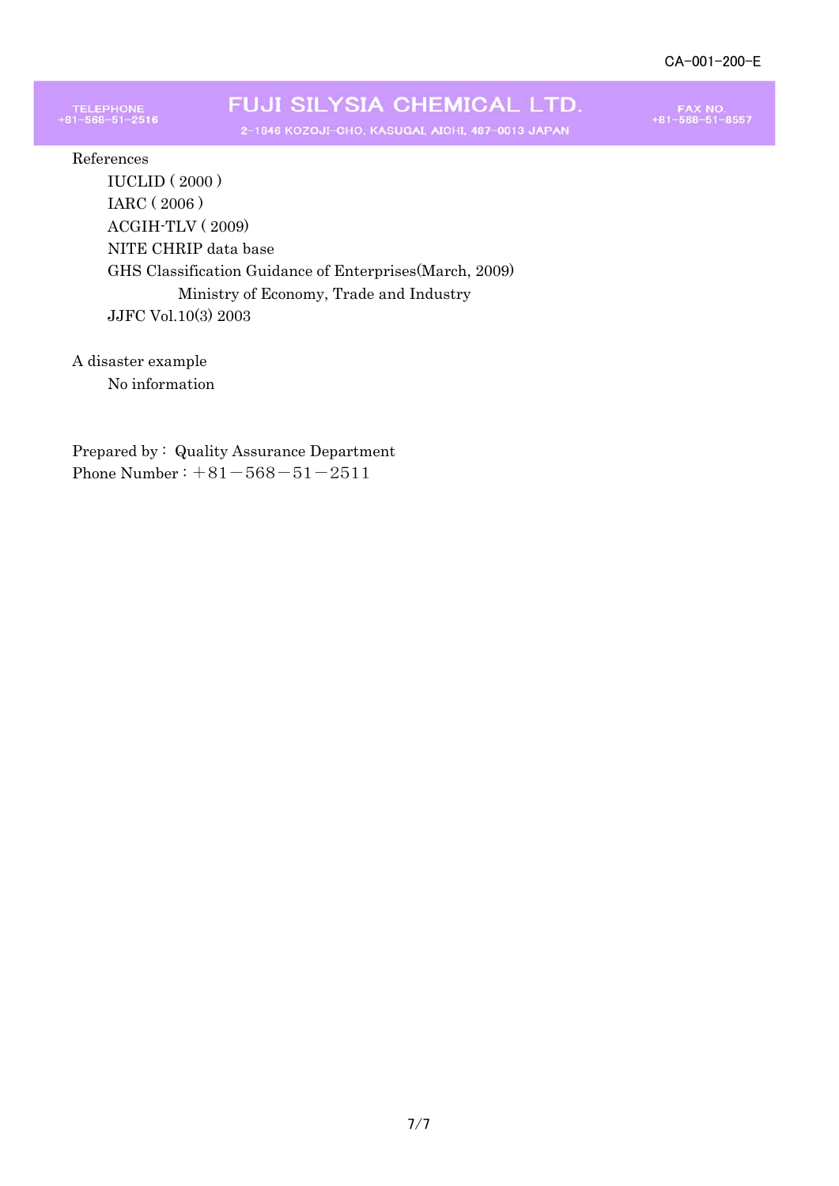References

IUCLID ( 2000 )
IARC ( 2006 )
ACGIH-TLV ( 2009)
NITE CHRIP data base
GHS Classification Guidance of Enterprises(March, 2009)
Ministry of Economy, Trade and Industry
JJFC Vol.10(3) 2003

A disaster example

No information

Prepared by： Quality Assurance Department
Phone Number：＋81－568－51－2511